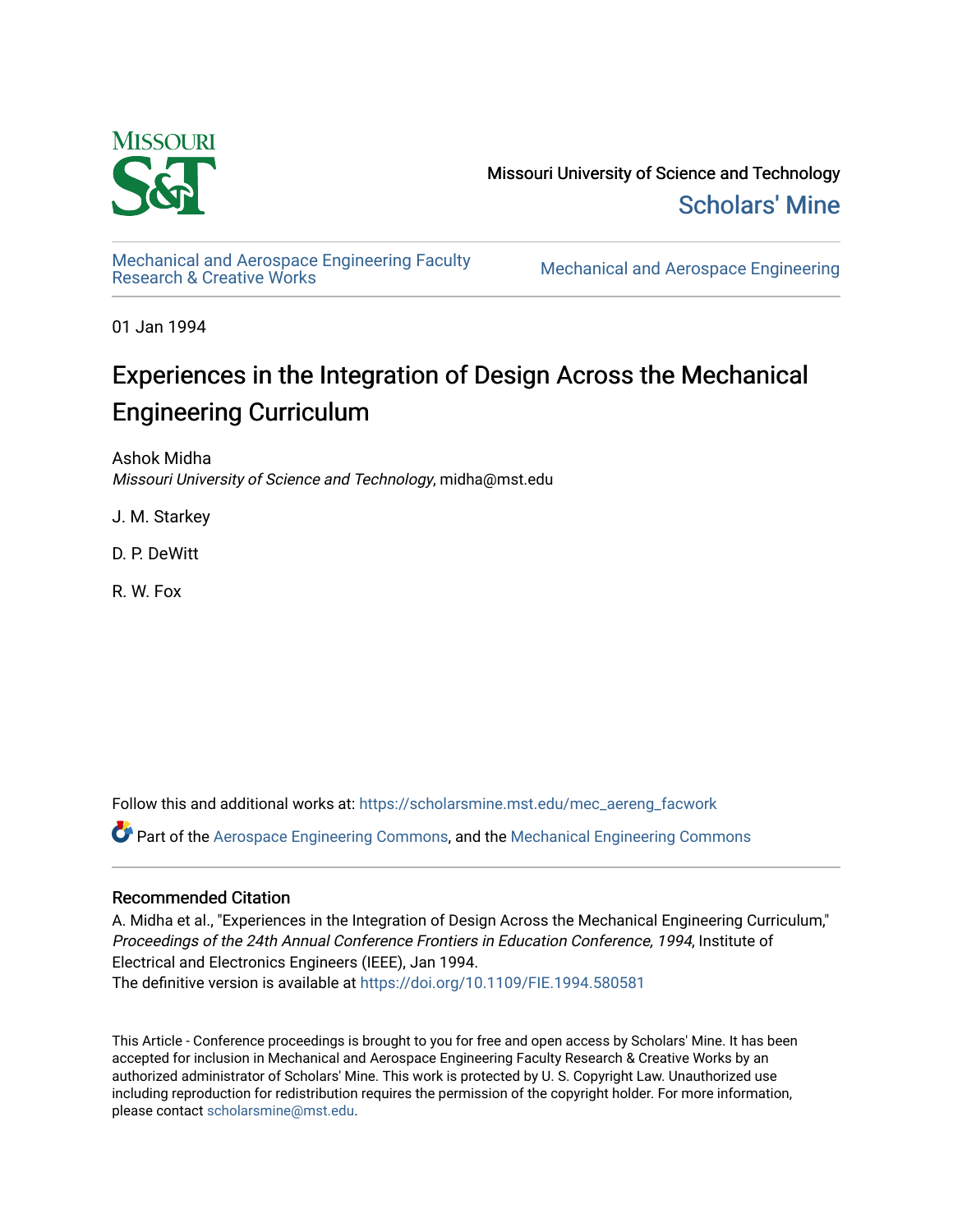Missouri University of Science and Technology

Scholars' Mine

Mechanical and Aerospace Engineering Faculty Research & Creative Works

Mechanical and Aerospace Engineering

01 Jan 1994

# Experiences in the Integration of Design Across the Mechanical Engineering Curriculum

Ashok Midha
*Missouri University of Science and Technology*, midha@mst.edu

J. M. Starkey

D. P. DeWitt

R. W. Fox

Follow this and additional works at: https://scholarsmine.mst.edu/mec_aereng_facwork

Part of the Aerospace Engineering Commons, and the Mechanical Engineering Commons

## Recommended Citation

A. Midha et al., "Experiences in the Integration of Design Across the Mechanical Engineering Curriculum," *Proceedings of the 24th Annual Conference Frontiers in Education Conference, 1994*, Institute of Electrical and Electronics Engineers (IEEE), Jan 1994.
The definitive version is available at https://doi.org/10.1109/FIE.1994.580581

This Article - Conference proceedings is brought to you for free and open access by Scholars' Mine. It has been accepted for inclusion in Mechanical and Aerospace Engineering Faculty Research & Creative Works by an authorized administrator of Scholars' Mine. This work is protected by U. S. Copyright Law. Unauthorized use including reproduction for redistribution requires the permission of the copyright holder. For more information, please contact scholarsmine@mst.edu.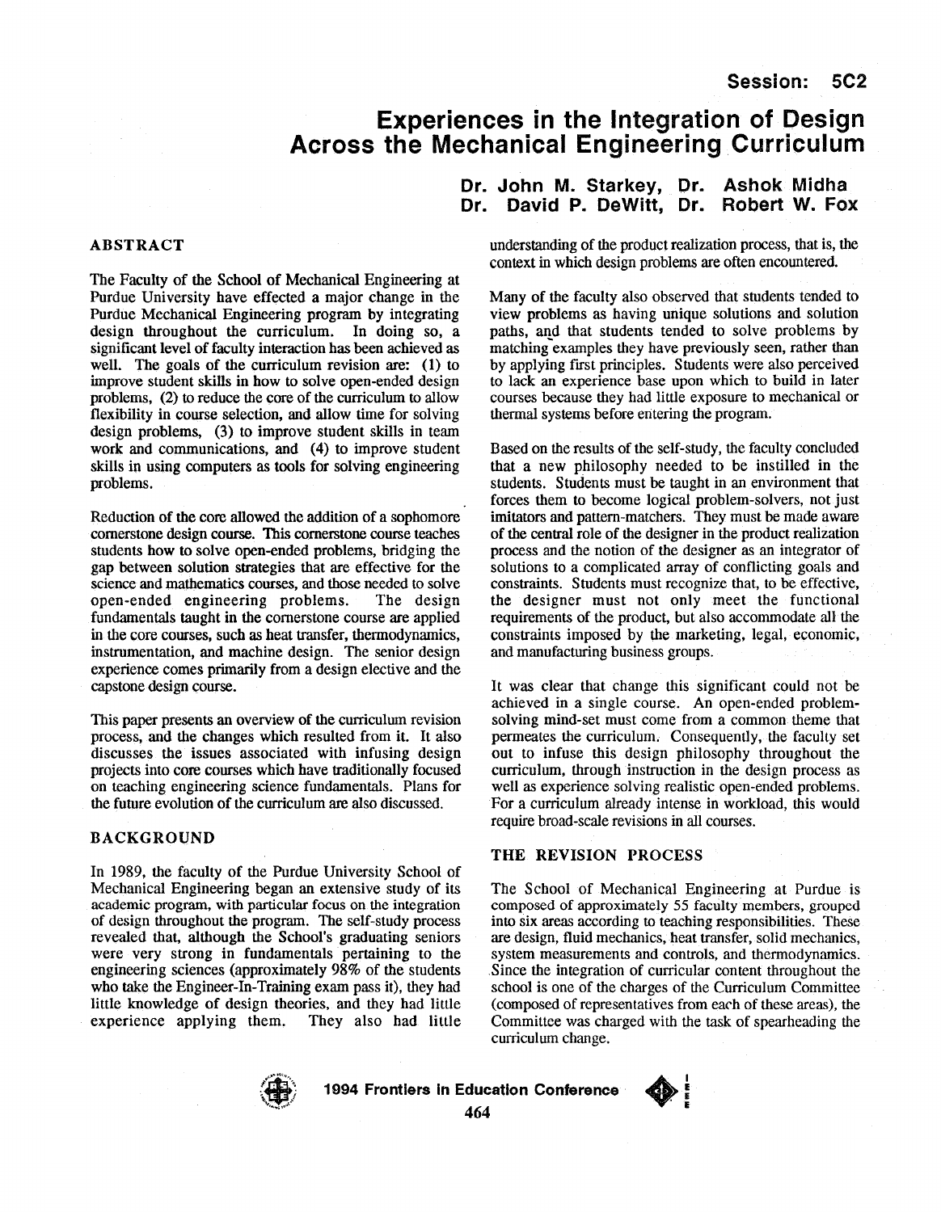# Experiences in the Integration of Design Across the Mechanical Engineering Curriculum

**Dr. John M. Starkey, Dr. Ashok Midha**
**Dr. David P. DeWitt, Dr. Robert W. Fox**

## ABSTRACT

The Faculty of the School of Mechanical Engineering at Purdue University have effected a major change in the Purdue Mechanical Engineering program by integrating design throughout the curriculum. In doing so, a significant level of faculty interaction has been achieved as well. The goals of the curriculum revision are: (1) to improve student skills in how to solve open-ended design problems, (2) to reduce the core of the curriculum to allow flexibility in course selection, and allow time for solving design problems, (3) to improve student skills in team work and communications, and (4) to improve student skills in using computers as tools for solving engineering problems.

Reduction of the core allowed the addition of a sophomore cornerstone design course. This cornerstone course teaches students how to solve open-ended problems, bridging the gap between solution strategies that are effective for the science and mathematics courses, and those needed to solve open-ended engineering problems. The design fundamentals taught in the cornerstone course are applied in the core courses, such as heat transfer, thermodynamics, instrumentation, and machine design. The senior design experience comes primarily from a design elective and the capstone design course.

This paper presents an overview of the curriculum revision process, and the changes which resulted from it. It also discusses the issues associated with infusing design projects into core courses which have traditionally focused on teaching engineering science fundamentals. Plans for the future evolution of the curriculum are also discussed.

## BACKGROUND

In 1989, the faculty of the Purdue University School of Mechanical Engineering began an extensive study of its academic program, with particular focus on the integration of design throughout the program. The self-study process revealed that, although the School's graduating seniors were very strong in fundamentals pertaining to the engineering sciences (approximately 98% of the students who take the Engineer-In-Training exam pass it), they had little knowledge of design theories, and they had little experience applying them. They also had little understanding of the product realization process, that is, the context in which design problems are often encountered.

Many of the faculty also observed that students tended to view problems as having unique solutions and solution paths, and that students tended to solve problems by matching examples they have previously seen, rather than by applying first principles. Students were also perceived to lack an experience base upon which to build in later courses because they had little exposure to mechanical or thermal systems before entering the program.

Based on the results of the self-study, the faculty concluded that a new philosophy needed to be instilled in the students. Students must be taught in an environment that forces them to become logical problem-solvers, not just imitators and pattern-matchers. They must be made aware of the central role of the designer in the product realization process and the notion of the designer as an integrator of solutions to a complicated array of conflicting goals and constraints. Students must recognize that, to be effective, the designer must not only meet the functional requirements of the product, but also accommodate all the constraints imposed by the marketing, legal, economic, and manufacturing business groups.

It was clear that change this significant could not be achieved in a single course. An open-ended problem-solving mind-set must come from a common theme that permeates the curriculum. Consequently, the faculty set out to infuse this design philosophy throughout the curriculum, through instruction in the design process as well as experience solving realistic open-ended problems. For a curriculum already intense in workload, this would require broad-scale revisions in all courses.

## THE REVISION PROCESS

The School of Mechanical Engineering at Purdue is composed of approximately 55 faculty members, grouped into six areas according to teaching responsibilities. These are design, fluid mechanics, heat transfer, solid mechanics, system measurements and controls, and thermodynamics. Since the integration of curricular content throughout the school is one of the charges of the Curriculum Committee (composed of representatives from each of these areas), the Committee was charged with the task of spearheading the curriculum change.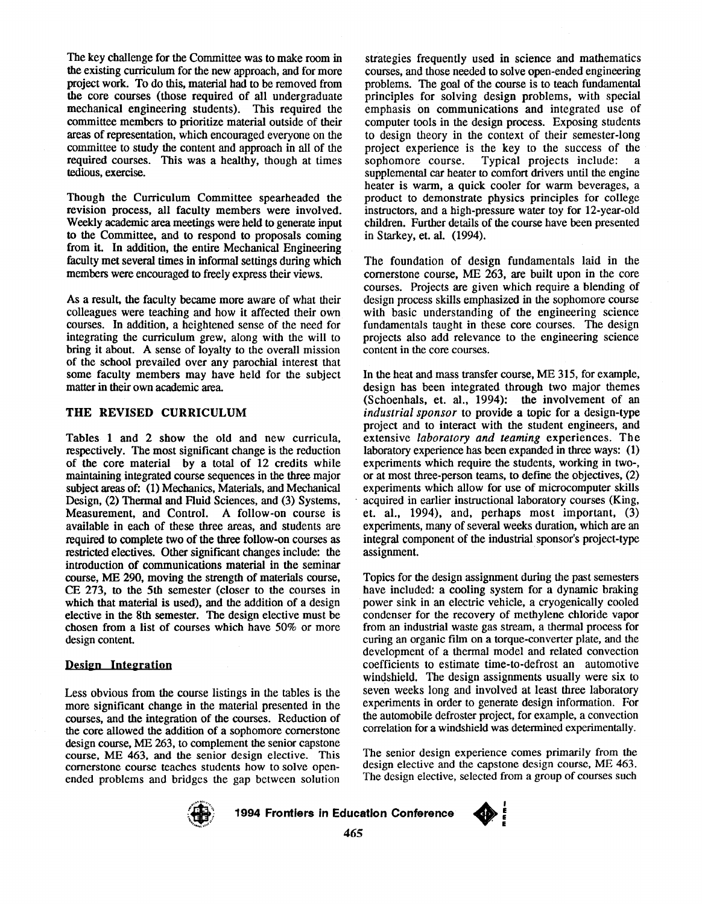The key challenge for the Committee was to make room in the existing curriculum for the new approach, and for more project work. To do this, material had to be removed from the core courses (those required of all undergraduate mechanical engineering students). This required the committee members to prioritize material outside of their areas of representation, which encouraged everyone on the committee to study the content and approach in all of the required courses. This was a healthy, though at times tedious, exercise.

Though the Curriculum Committee spearheaded the revision process, all faculty members were involved. Weekly academic area meetings were held to generate input to the Committee, and to respond to proposals coming from it. In addition, the entire Mechanical Engineering faculty met several times in informal settings during which members were encouraged to freely express their views.

As a result, the faculty became more aware of what their colleagues were teaching and how it affected their own courses. In addition, a heightened sense of the need for integrating the curriculum grew, along with the will to bring it about. A sense of loyalty to the overall mission of the school prevailed over any parochial interest that some faculty members may have held for the subject matter in their own academic area.

## THE REVISED CURRICULUM

Tables 1 and 2 show the old and new curricula, respectively. The most significant change is the reduction of the core material by a total of 12 credits while maintaining integrated course sequences in the three major subject areas of: (1) Mechanics, Materials, and Mechanical Design, (2) Thermal and Fluid Sciences, and (3) Systems, Measurement, and Control. A follow-on course is available in each of these three areas, and students are required to complete two of the three follow-on courses as restricted electives. Other significant changes include: the introduction of communications material in the seminar course, ME 290, moving the strength of materials course, CE 273, to the 5th semester (closer to the courses in which that material is used), and the addition of a design elective in the 8th semester. The design elective must be chosen from a list of courses which have 50% or more design content.

### Design Integration

Less obvious from the course listings in the tables is the more significant change in the material presented in the courses, and the integration of the courses. Reduction of the core allowed the addition of a sophomore cornerstone design course, ME 263, to complement the senior capstone course, ME 463, and the senior design elective. This cornerstone course teaches students how to solve open-ended problems and bridges the gap between solution strategies frequently used in science and mathematics courses, and those needed to solve open-ended engineering problems. The goal of the course is to teach fundamental principles for solving design problems, with special emphasis on communications and integrated use of computer tools in the design process. Exposing students to design theory in the context of their semester-long project experience is the key to the success of the sophomore course. Typical projects include: a supplemental car heater to comfort drivers until the engine heater is warm, a quick cooler for warm beverages, a product to demonstrate physics principles for college instructors, and a high-pressure water toy for 12-year-old children. Further details of the course have been presented in Starkey, et. al. (1994).

The foundation of design fundamentals laid in the cornerstone course, ME 263, are built upon in the core courses. Projects are given which require a blending of design process skills emphasized in the sophomore course with basic understanding of the engineering science fundamentals taught in these core courses. The design projects also add relevance to the engineering science content in the core courses.

In the heat and mass transfer course, ME 315, for example, design has been integrated through two major themes (Schoenhals, et. al., 1994): the involvement of an *industrial sponsor* to provide a topic for a design-type project and to interact with the student engineers, and extensive *laboratory and teaming* experiences. The laboratory experience has been expanded in three ways: (1) experiments which require the students, working in two-, or at most three-person teams, to define the objectives, (2) experiments which allow for use of microcomputer skills acquired in earlier instructional laboratory courses (King, et. al., 1994), and, perhaps most important, (3) experiments, many of several weeks duration, which are an integral component of the industrial sponsor's project-type assignment.

Topics for the design assignment during the past semesters have included: a cooling system for a dynamic braking power sink in an electric vehicle, a cryogenically cooled condenser for the recovery of methylene chloride vapor from an industrial waste gas stream, a thermal process for curing an organic film on a torque-converter plate, and the development of a thermal model and related convection coefficients to estimate time-to-defrost an automotive windshield. The design assignments usually were six to seven weeks long and involved at least three laboratory experiments in order to generate design information. For the automobile defroster project, for example, a convection correlation for a windshield was determined experimentally.

The senior design experience comes primarily from the design elective and the capstone design course, ME 463. The design elective, selected from a group of courses such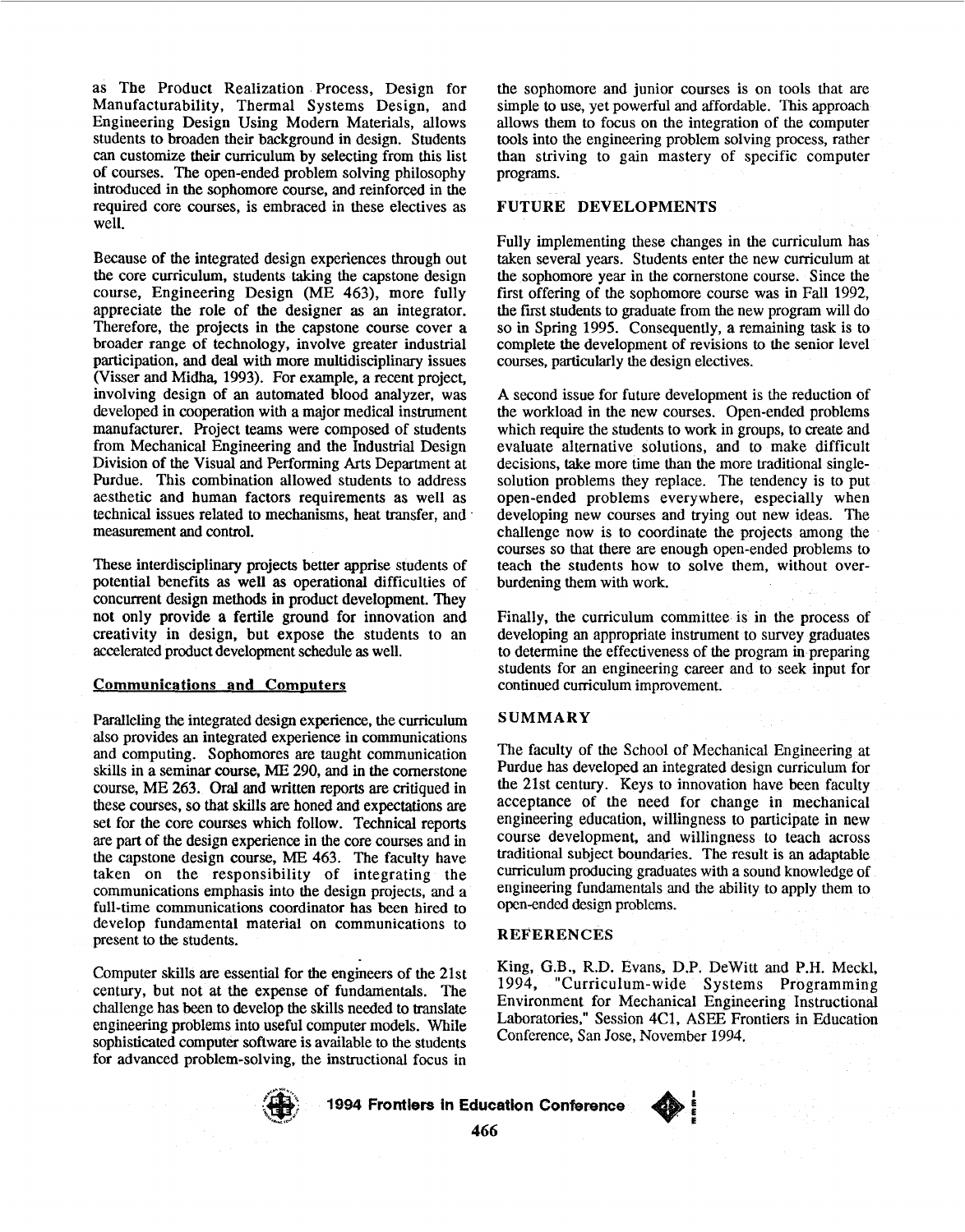as The Product Realization Process, Design for Manufacturability, Thermal Systems Design, and Engineering Design Using Modern Materials, allows students to broaden their background in design. Students can customize their curriculum by selecting from this list of courses. The open-ended problem solving philosophy introduced in the sophomore course, and reinforced in the required core courses, is embraced in these electives as well.

Because of the integrated design experiences through out the core curriculum, students taking the capstone design course, Engineering Design (ME 463), more fully appreciate the role of the designer as an integrator. Therefore, the projects in the capstone course cover a broader range of technology, involve greater industrial participation, and deal with more multidisciplinary issues (Visser and Midha, 1993). For example, a recent project, involving design of an automated blood analyzer, was developed in cooperation with a major medical instrument manufacturer. Project teams were composed of students from Mechanical Engineering and the Industrial Design Division of the Visual and Performing Arts Department at Purdue. This combination allowed students to address aesthetic and human factors requirements as well as technical issues related to mechanisms, heat transfer, and measurement and control.

These interdisciplinary projects better apprise students of potential benefits as well as operational difficulties of concurrent design methods in product development. They not only provide a fertile ground for innovation and creativity in design, but expose the students to an accelerated product development schedule as well.

### Communications and Computers

Paralleling the integrated design experience, the curriculum also provides an integrated experience in communications and computing. Sophomores are taught communication skills in a seminar course, ME 290, and in the cornerstone course, ME 263. Oral and written reports are critiqued in these courses, so that skills are honed and expectations are set for the core courses which follow. Technical reports are part of the design experience in the core courses and in the capstone design course, ME 463. The faculty have taken on the responsibility of integrating the communications emphasis into the design projects, and a full-time communications coordinator has been hired to develop fundamental material on communications to present to the students.

Computer skills are essential for the engineers of the 21st century, but not at the expense of fundamentals. The challenge has been to develop the skills needed to translate engineering problems into useful computer models. While sophisticated computer software is available to the students for advanced problem-solving, the instructional focus in the sophomore and junior courses is on tools that are simple to use, yet powerful and affordable. This approach allows them to focus on the integration of the computer tools into the engineering problem solving process, rather than striving to gain mastery of specific computer programs.

## FUTURE DEVELOPMENTS

Fully implementing these changes in the curriculum has taken several years. Students enter the new curriculum at the sophomore year in the cornerstone course. Since the first offering of the sophomore course was in Fall 1992, the first students to graduate from the new program will do so in Spring 1995. Consequently, a remaining task is to complete the development of revisions to the senior level courses, particularly the design electives.

A second issue for future development is the reduction of the workload in the new courses. Open-ended problems which require the students to work in groups, to create and evaluate alternative solutions, and to make difficult decisions, take more time than the more traditional single-solution problems they replace. The tendency is to put open-ended problems everywhere, especially when developing new courses and trying out new ideas. The challenge now is to coordinate the projects among the courses so that there are enough open-ended problems to teach the students how to solve them, without over-burdening them with work.

Finally, the curriculum committee is in the process of developing an appropriate instrument to survey graduates to determine the effectiveness of the program in preparing students for an engineering career and to seek input for continued curriculum improvement.

## SUMMARY

The faculty of the School of Mechanical Engineering at Purdue has developed an integrated design curriculum for the 21st century. Keys to innovation have been faculty acceptance of the need for change in mechanical engineering education, willingness to participate in new course development, and willingness to teach across traditional subject boundaries. The result is an adaptable curriculum producing graduates with a sound knowledge of engineering fundamentals and the ability to apply them to open-ended design problems.

## REFERENCES

King, G.B., R.D. Evans, D.P. DeWitt and P.H. Meckl, 1994, "Curriculum-wide Systems Programming Environment for Mechanical Engineering Instructional Laboratories," Session 4C1, ASEE Frontiers in Education Conference, San Jose, November 1994.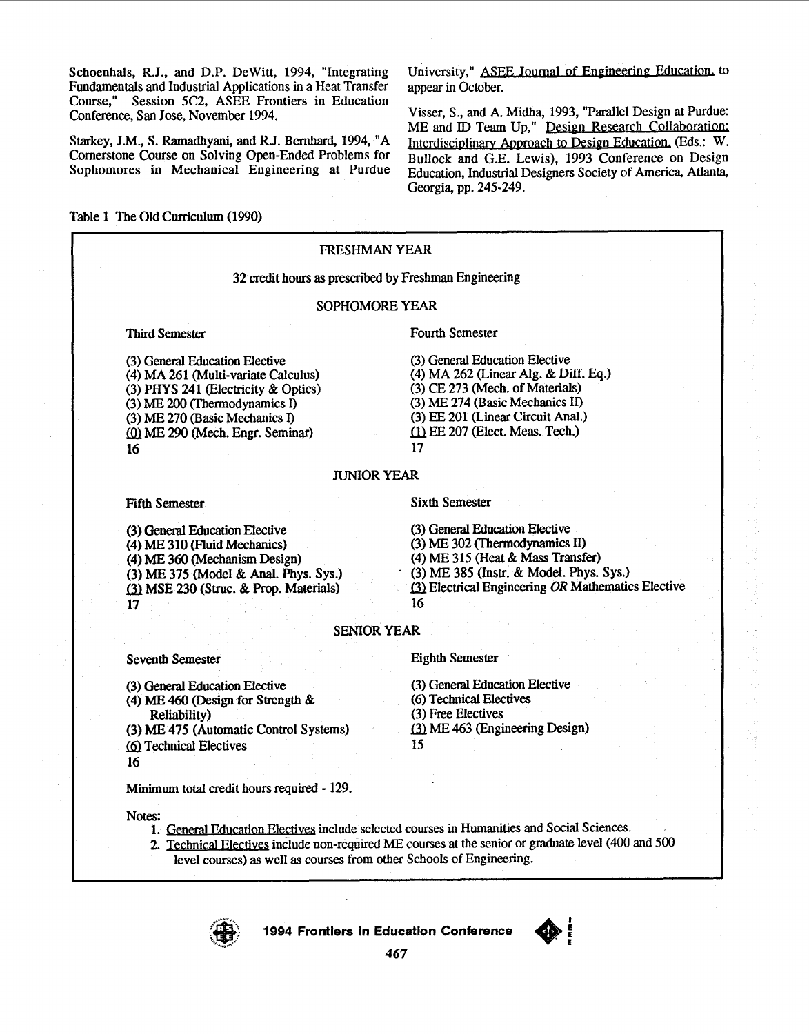Schoenhals, R.J., and D.P. DeWitt, 1994, "Integrating Fundamentals and Industrial Applications in a Heat Transfer Course," Session 5C2, ASEE Frontiers in Education Conference, San Jose, November 1994.

Starkey, J.M., S. Ramadhyani, and R.J. Bernhard, 1994, "A Cornerstone Course on Solving Open-Ended Problems for Sophomores in Mechanical Engineering at Purdue University," ASEE Journal of Engineering Education, to appear in October.

Visser, S., and A. Midha, 1993, "Parallel Design at Purdue: ME and ID Team Up," Design Research Collaboration: Interdisciplinary Approach to Design Education, (Eds.: W. Bullock and G.E. Lewis), 1993 Conference on Design Education, Industrial Designers Society of America, Atlanta, Georgia, pp. 245-249.

Table 1 The Old Curriculum (1990)

**FRESHMAN YEAR**

32 credit hours as prescribed by Freshman Engineering

**SOPHOMORE YEAR**

| Third Semester | Fourth Semester |
|---|---|
| (3) General Education Elective | (3) General Education Elective |
| (4) MA 261 (Multi-variate Calculus) | (4) MA 262 (Linear Alg. & Diff. Eq.) |
| (3) PHYS 241 (Electricity & Optics) | (3) CE 273 (Mech. of Materials) |
| (3) ME 200 (Thermodynamics I) | (3) ME 274 (Basic Mechanics II) |
| (3) ME 270 (Basic Mechanics I) | (3) EE 201 (Linear Circuit Anal.) |
| (0) ME 290 (Mech. Engr. Seminar) | (1) EE 207 (Elect. Meas. Tech.) |
| 16 | 17 |

**JUNIOR YEAR**

| Fifth Semester | Sixth Semester |
|---|---|
| (3) General Education Elective | (3) General Education Elective |
| (4) ME 310 (Fluid Mechanics) | (3) ME 302 (Thermodynamics II) |
| (4) ME 360 (Mechanism Design) | (4) ME 315 (Heat & Mass Transfer) |
| (3) ME 375 (Model & Anal. Phys. Sys.) | (3) ME 385 (Instr. & Model. Phys. Sys.) |
| (3) MSE 230 (Struc. & Prop. Materials) | (3) Electrical Engineering *OR* Mathematics Elective |
| 17 | 16 |

**SENIOR YEAR**

| Seventh Semester | Eighth Semester |
|---|---|
| (3) General Education Elective | (3) General Education Elective |
| (4) ME 460 (Design for Strength & Reliability) | (6) Technical Electives |
| (3) ME 475 (Automatic Control Systems) | (3) Free Electives |
| (6) Technical Electives | (3) ME 463 (Engineering Design) |
| 16 | 15 |

Minimum total credit hours required - 129.

Notes:

1. General Education Electives include selected courses in Humanities and Social Sciences.
2. Technical Electives include non-required ME courses at the senior or graduate level (400 and 500 level courses) as well as courses from other Schools of Engineering.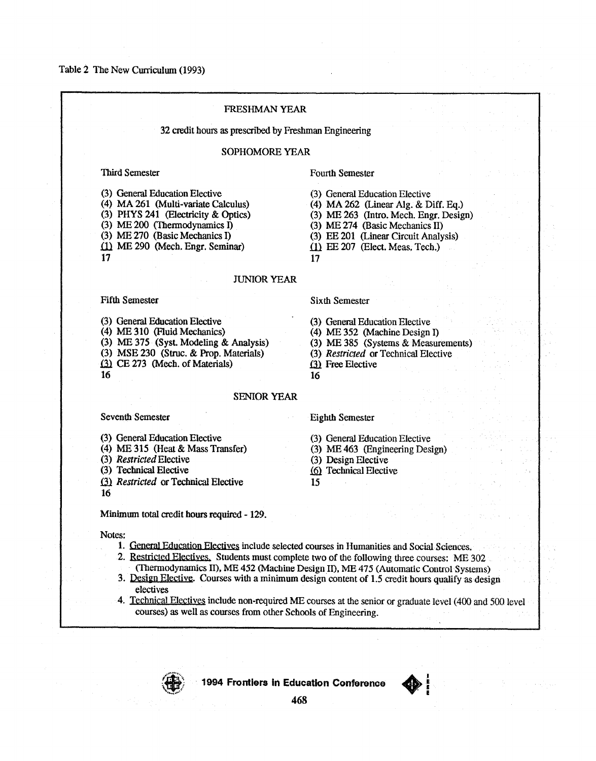Table 2 The New Curriculum (1993)

## FRESHMAN YEAR

32 credit hours as prescribed by Freshman Engineering

## SOPHOMORE YEAR

| Third Semester | Fourth Semester |
| --- | --- |
| (3) General Education Elective | (3) General Education Elective |
| (4) MA 261 (Multi-variate Calculus) | (4) MA 262 (Linear Alg. & Diff. Eq.) |
| (3) PHYS 241 (Electricity & Optics) | (3) ME 263 (Intro. Mech. Engr. Design) |
| (3) ME 200 (Thermodynamics I) | (3) ME 274 (Basic Mechanics II) |
| (3) ME 270 (Basic Mechanics I) | (3) EE 201 (Linear Circuit Analysis) |
| (1) ME 290 (Mech. Engr. Seminar) | (1) EE 207 (Elect. Meas. Tech.) |
| 17 | 17 |

## JUNIOR YEAR

| Fifth Semester | Sixth Semester |
| --- | --- |
| (3) General Education Elective | (3) General Education Elective |
| (4) ME 310 (Fluid Mechanics) | (4) ME 352 (Machine Design I) |
| (3) ME 375 (Syst. Modeling & Analysis) | (3) ME 385 (Systems & Measurements) |
| (3) MSE 230 (Struc. & Prop. Materials) | (3) *Restricted* or Technical Elective |
| (3) CE 273 (Mech. of Materials) | (3) Free Elective |
| 16 | 16 |

## SENIOR YEAR

| Seventh Semester | Eighth Semester |
| --- | --- |
| (3) General Education Elective | (3) General Education Elective |
| (4) ME 315 (Heat & Mass Transfer) | (3) ME 463 (Engineering Design) |
| (3) *Restricted* Elective | (3) Design Elective |
| (3) Technical Elective | (6) Technical Elective |
| (3) *Restricted* or Technical Elective | 15 |
| 16 | |

Minimum total credit hours required - 129.

Notes:

1. General Education Electives include selected courses in Humanities and Social Sciences.
2. Restricted Electives. Students must complete two of the following three courses: ME 302 (Thermodynamics II), ME 452 (Machine Design II), ME 475 (Automatic Control Systems)
3. Design Elective. Courses with a minimum design content of 1.5 credit hours qualify as design electives
4. Technical Electives include non-required ME courses at the senior or graduate level (400 and 500 level courses) as well as courses from other Schools of Engineering.